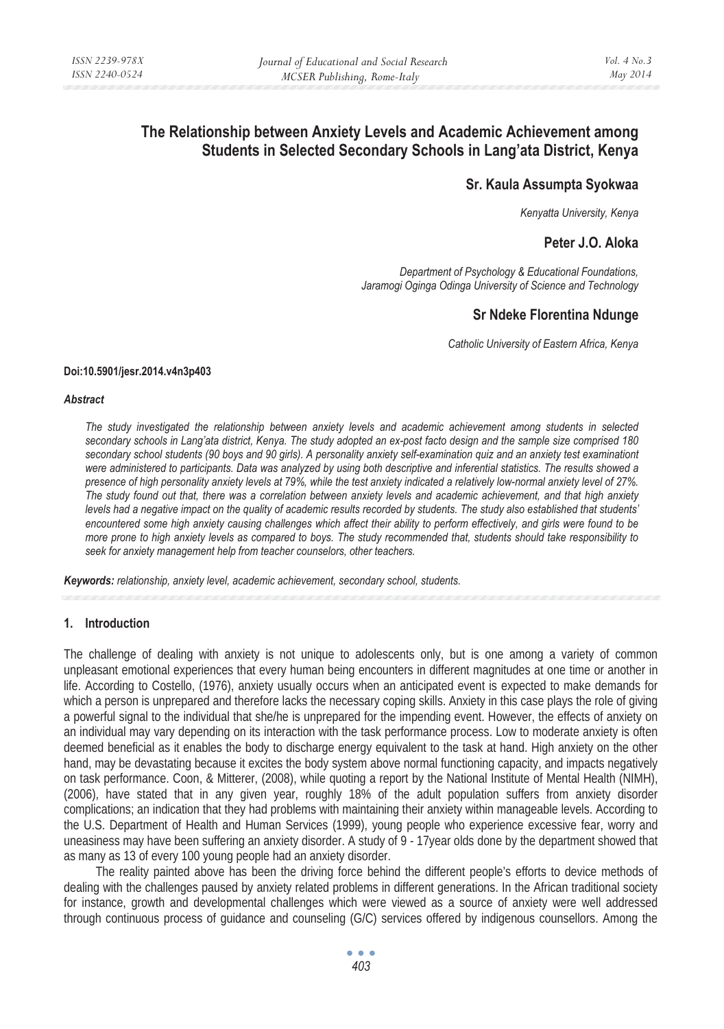# The Relationship between Anxiety Levels and Academic Achievement among Students in Selected Secondary Schools in Lang'ata District, Kenya

**Sr. Kaula Assumpta Syokwaa**

*Kenyatta University, Kenya*

**Peter J.O. Aloka**

*Department of Psychology & Educational Foundations, Jaramogi Oginga Odinga University of Science and Technology*

**Sr Ndeke Florentina Ndunge**

*Catholic University of Eastern Africa, Kenya*

**Doi:10.5901/jesr.2014.v4n3p403**

***Abstract***

*The study investigated the relationship between anxiety levels and academic achievement among students in selected secondary schools in Lang'ata district, Kenya. The study adopted an ex-post facto design and the sample size comprised 180 secondary school students (90 boys and 90 girls). A personality anxiety self-examination quiz and an anxiety test examinationt were administered to participants. Data was analyzed by using both descriptive and inferential statistics. The results showed a presence of high personality anxiety levels at 79%, while the test anxiety indicated a relatively low-normal anxiety level of 27%. The study found out that, there was a correlation between anxiety levels and academic achievement, and that high anxiety levels had a negative impact on the quality of academic results recorded by students. The study also established that students' encountered some high anxiety causing challenges which affect their ability to perform effectively, and girls were found to be more prone to high anxiety levels as compared to boys. The study recommended that, students should take responsibility to seek for anxiety management help from teacher counselors, other teachers.*

***Keywords:*** *relationship, anxiety level, academic achievement, secondary school, students.*

## 1. Introduction

The challenge of dealing with anxiety is not unique to adolescents only, but is one among a variety of common unpleasant emotional experiences that every human being encounters in different magnitudes at one time or another in life. According to Costello, (1976), anxiety usually occurs when an anticipated event is expected to make demands for which a person is unprepared and therefore lacks the necessary coping skills. Anxiety in this case plays the role of giving a powerful signal to the individual that she/he is unprepared for the impending event. However, the effects of anxiety on an individual may vary depending on its interaction with the task performance process. Low to moderate anxiety is often deemed beneficial as it enables the body to discharge energy equivalent to the task at hand. High anxiety on the other hand, may be devastating because it excites the body system above normal functioning capacity, and impacts negatively on task performance. Coon, & Mitterer, (2008), while quoting a report by the National Institute of Mental Health (NIMH), (2006), have stated that in any given year, roughly 18% of the adult population suffers from anxiety disorder complications; an indication that they had problems with maintaining their anxiety within manageable levels. According to the U.S. Department of Health and Human Services (1999), young people who experience excessive fear, worry and uneasiness may have been suffering an anxiety disorder. A study of 9 - 17year olds done by the department showed that as many as 13 of every 100 young people had an anxiety disorder.

The reality painted above has been the driving force behind the different people's efforts to device methods of dealing with the challenges paused by anxiety related problems in different generations. In the African traditional society for instance, growth and developmental challenges which were viewed as a source of anxiety were well addressed through continuous process of guidance and counseling (G/C) services offered by indigenous counsellors. Among the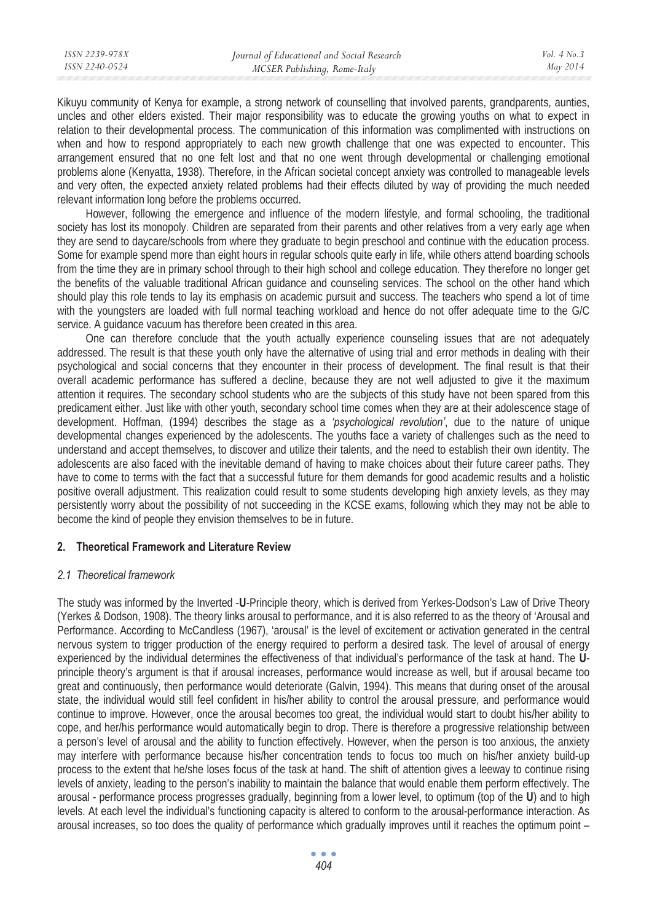Kikuyu community of Kenya for example, a strong network of counselling that involved parents, grandparents, aunties, uncles and other elders existed. Their major responsibility was to educate the growing youths on what to expect in relation to their developmental process. The communication of this information was complimented with instructions on when and how to respond appropriately to each new growth challenge that one was expected to encounter. This arrangement ensured that no one felt lost and that no one went through developmental or challenging emotional problems alone (Kenyatta, 1938). Therefore, in the African societal concept anxiety was controlled to manageable levels and very often, the expected anxiety related problems had their effects diluted by way of providing the much needed relevant information long before the problems occurred.

However, following the emergence and influence of the modern lifestyle, and formal schooling, the traditional society has lost its monopoly. Children are separated from their parents and other relatives from a very early age when they are send to daycare/schools from where they graduate to begin preschool and continue with the education process. Some for example spend more than eight hours in regular schools quite early in life, while others attend boarding schools from the time they are in primary school through to their high school and college education. They therefore no longer get the benefits of the valuable traditional African guidance and counseling services. The school on the other hand which should play this role tends to lay its emphasis on academic pursuit and success. The teachers who spend a lot of time with the youngsters are loaded with full normal teaching workload and hence do not offer adequate time to the G/C service. A guidance vacuum has therefore been created in this area.

One can therefore conclude that the youth actually experience counseling issues that are not adequately addressed. The result is that these youth only have the alternative of using trial and error methods in dealing with their psychological and social concerns that they encounter in their process of development. The final result is that their overall academic performance has suffered a decline, because they are not well adjusted to give it the maximum attention it requires. The secondary school students who are the subjects of this study have not been spared from this predicament either. Just like with other youth, secondary school time comes when they are at their adolescence stage of development. Hoffman, (1994) describes the stage as a *'psychological revolution'*, due to the nature of unique developmental changes experienced by the adolescents. The youths face a variety of challenges such as the need to understand and accept themselves, to discover and utilize their talents, and the need to establish their own identity. The adolescents are also faced with the inevitable demand of having to make choices about their future career paths. They have to come to terms with the fact that a successful future for them demands for good academic results and a holistic positive overall adjustment. This realization could result to some students developing high anxiety levels, as they may persistently worry about the possibility of not succeeding in the KCSE exams, following which they may not be able to become the kind of people they envision themselves to be in future.

## 2. Theoretical Framework and Literature Review

### *2.1 Theoretical framework*

The study was informed by the Inverted -**U**-Principle theory, which is derived from Yerkes-Dodson's Law of Drive Theory (Yerkes & Dodson, 1908). The theory links arousal to performance, and it is also referred to as the theory of 'Arousal and Performance. According to McCandless (1967), 'arousal' is the level of excitement or activation generated in the central nervous system to trigger production of the energy required to perform a desired task. The level of arousal of energy experienced by the individual determines the effectiveness of that individual's performance of the task at hand. The **U**-principle theory's argument is that if arousal increases, performance would increase as well, but if arousal became too great and continuously, then performance would deteriorate (Galvin, 1994). This means that during onset of the arousal state, the individual would still feel confident in his/her ability to control the arousal pressure, and performance would continue to improve. However, once the arousal becomes too great, the individual would start to doubt his/her ability to cope, and her/his performance would automatically begin to drop. There is therefore a progressive relationship between a person's level of arousal and the ability to function effectively. However, when the person is too anxious, the anxiety may interfere with performance because his/her concentration tends to focus too much on his/her anxiety build-up process to the extent that he/she loses focus of the task at hand. The shift of attention gives a leeway to continue rising levels of anxiety, leading to the person's inability to maintain the balance that would enable them perform effectively. The arousal - performance process progresses gradually, beginning from a lower level, to optimum (top of the **U**) and to high levels. At each level the individual's functioning capacity is altered to conform to the arousal-performance interaction. As arousal increases, so too does the quality of performance which gradually improves until it reaches the optimum point –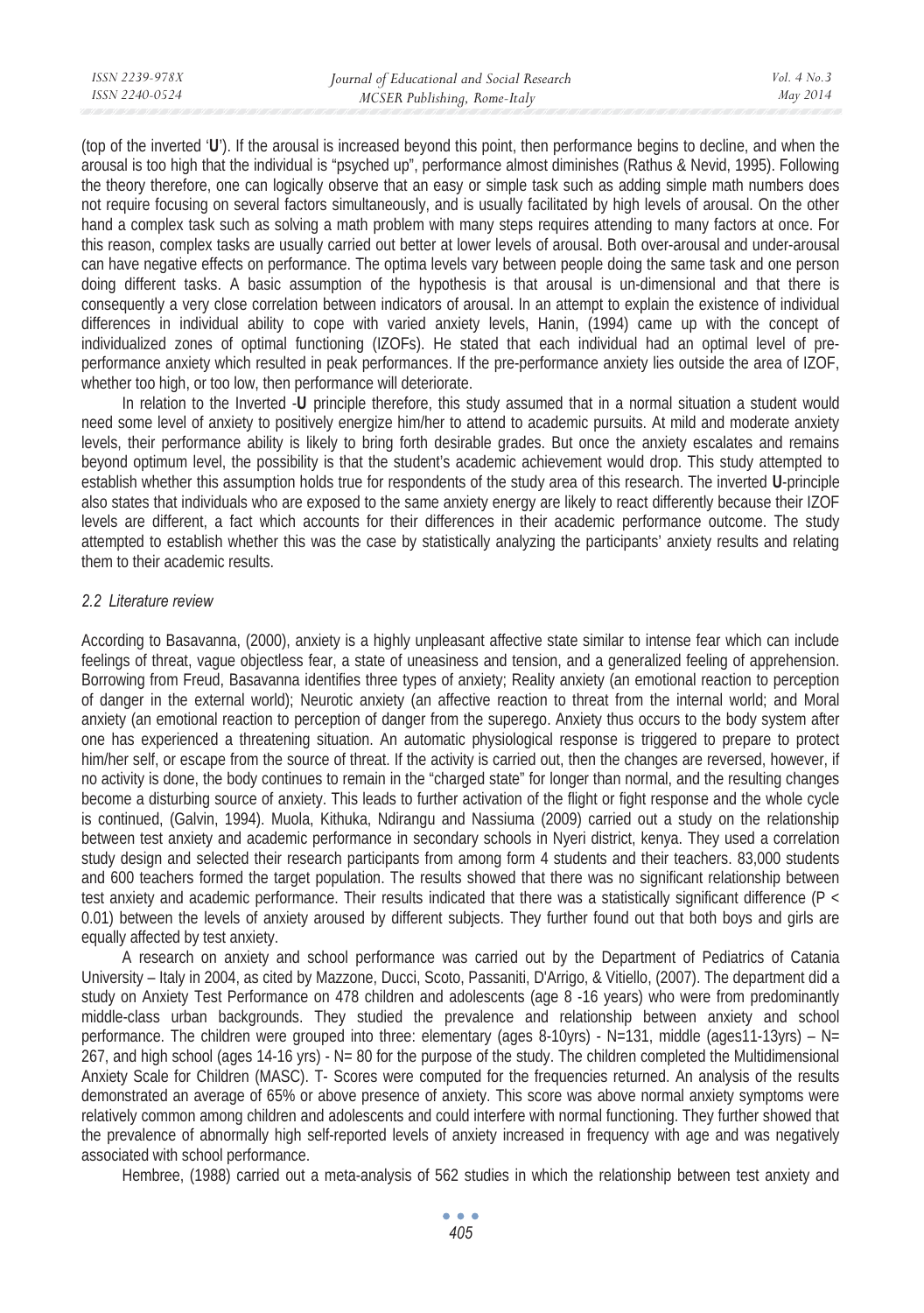(top of the inverted '**U**'). If the arousal is increased beyond this point, then performance begins to decline, and when the arousal is too high that the individual is "psyched up", performance almost diminishes (Rathus & Nevid, 1995). Following the theory therefore, one can logically observe that an easy or simple task such as adding simple math numbers does not require focusing on several factors simultaneously, and is usually facilitated by high levels of arousal. On the other hand a complex task such as solving a math problem with many steps requires attending to many factors at once. For this reason, complex tasks are usually carried out better at lower levels of arousal. Both over-arousal and under-arousal can have negative effects on performance. The optima levels vary between people doing the same task and one person doing different tasks. A basic assumption of the hypothesis is that arousal is un-dimensional and that there is consequently a very close correlation between indicators of arousal. In an attempt to explain the existence of individual differences in individual ability to cope with varied anxiety levels, Hanin, (1994) came up with the concept of individualized zones of optimal functioning (IZOFs). He stated that each individual had an optimal level of pre-performance anxiety which resulted in peak performances. If the pre-performance anxiety lies outside the area of IZOF, whether too high, or too low, then performance will deteriorate.

In relation to the Inverted -**U** principle therefore, this study assumed that in a normal situation a student would need some level of anxiety to positively energize him/her to attend to academic pursuits. At mild and moderate anxiety levels, their performance ability is likely to bring forth desirable grades. But once the anxiety escalates and remains beyond optimum level, the possibility is that the student's academic achievement would drop. This study attempted to establish whether this assumption holds true for respondents of the study area of this research. The inverted **U**-principle also states that individuals who are exposed to the same anxiety energy are likely to react differently because their IZOF levels are different, a fact which accounts for their differences in their academic performance outcome. The study attempted to establish whether this was the case by statistically analyzing the participants' anxiety results and relating them to their academic results.

### *2.2 Literature review*

According to Basavanna, (2000), anxiety is a highly unpleasant affective state similar to intense fear which can include feelings of threat, vague objectless fear, a state of uneasiness and tension, and a generalized feeling of apprehension. Borrowing from Freud, Basavanna identifies three types of anxiety; Reality anxiety (an emotional reaction to perception of danger in the external world); Neurotic anxiety (an affective reaction to threat from the internal world; and Moral anxiety (an emotional reaction to perception of danger from the superego. Anxiety thus occurs to the body system after one has experienced a threatening situation. An automatic physiological response is triggered to prepare to protect him/her self, or escape from the source of threat. If the activity is carried out, then the changes are reversed, however, if no activity is done, the body continues to remain in the "charged state" for longer than normal, and the resulting changes become a disturbing source of anxiety. This leads to further activation of the flight or fight response and the whole cycle is continued, (Galvin, 1994). Muola, Kithuka, Ndirangu and Nassiuma (2009) carried out a study on the relationship between test anxiety and academic performance in secondary schools in Nyeri district, kenya. They used a correlation study design and selected their research participants from among form 4 students and their teachers. 83,000 students and 600 teachers formed the target population. The results showed that there was no significant relationship between test anxiety and academic performance. Their results indicated that there was a statistically significant difference ($P < 0.01$) between the levels of anxiety aroused by different subjects. They further found out that both boys and girls are equally affected by test anxiety.

A research on anxiety and school performance was carried out by the Department of Pediatrics of Catania University – Italy in 2004, as cited by Mazzone, Ducci, Scoto, Passaniti, D'Arrigo, & Vitiello, (2007). The department did a study on Anxiety Test Performance on 478 children and adolescents (age 8 -16 years) who were from predominantly middle-class urban backgrounds. They studied the prevalence and relationship between anxiety and school performance. The children were grouped into three: elementary (ages 8-10yrs) - N=131, middle (ages11-13yrs) – N= 267, and high school (ages 14-16 yrs) - N= 80 for the purpose of the study. The children completed the Multidimensional Anxiety Scale for Children (MASC). T- Scores were computed for the frequencies returned. An analysis of the results demonstrated an average of 65% or above presence of anxiety. This score was above normal anxiety symptoms were relatively common among children and adolescents and could interfere with normal functioning. They further showed that the prevalence of abnormally high self-reported levels of anxiety increased in frequency with age and was negatively associated with school performance.

Hembree, (1988) carried out a meta-analysis of 562 studies in which the relationship between test anxiety and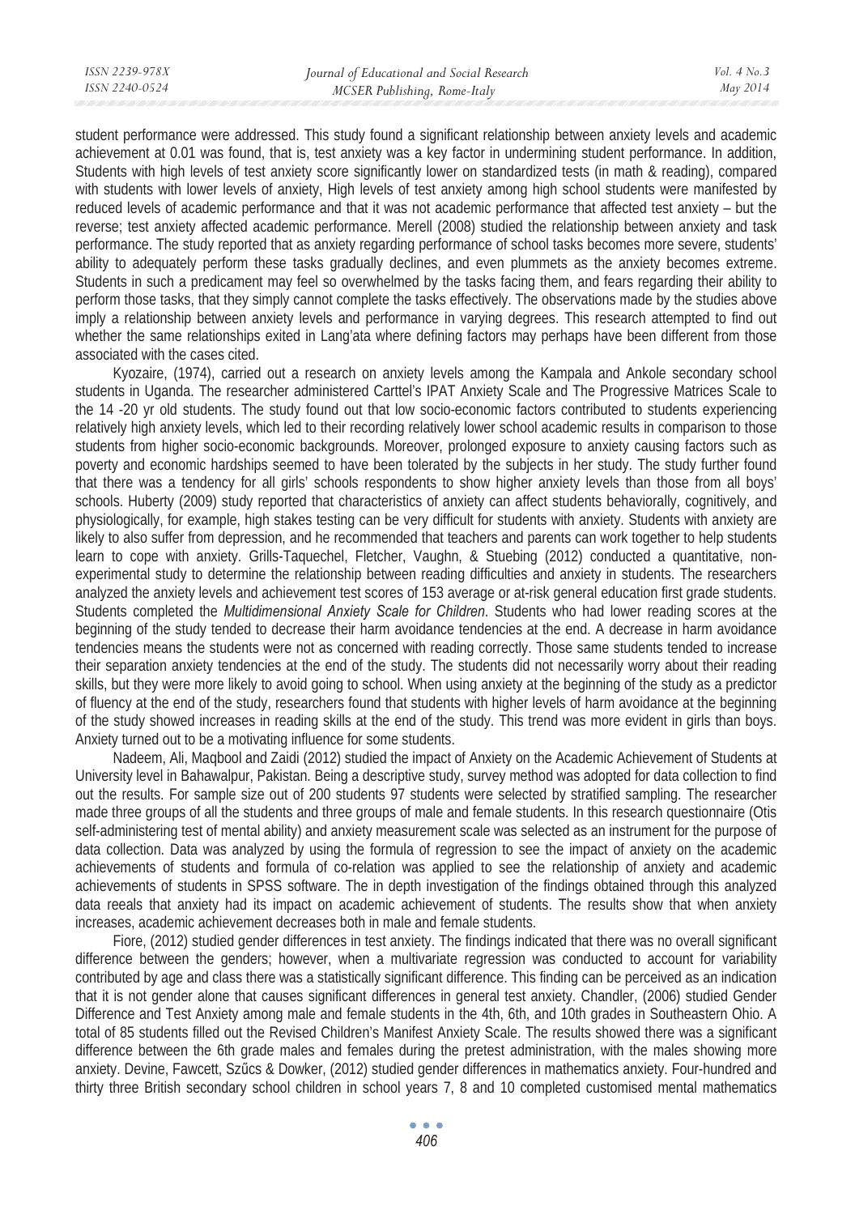student performance were addressed. This study found a significant relationship between anxiety levels and academic achievement at 0.01 was found, that is, test anxiety was a key factor in undermining student performance. In addition, Students with high levels of test anxiety score significantly lower on standardized tests (in math & reading), compared with students with lower levels of anxiety, High levels of test anxiety among high school students were manifested by reduced levels of academic performance and that it was not academic performance that affected test anxiety – but the reverse; test anxiety affected academic performance. Merell (2008) studied the relationship between anxiety and task performance. The study reported that as anxiety regarding performance of school tasks becomes more severe, students' ability to adequately perform these tasks gradually declines, and even plummets as the anxiety becomes extreme. Students in such a predicament may feel so overwhelmed by the tasks facing them, and fears regarding their ability to perform those tasks, that they simply cannot complete the tasks effectively. The observations made by the studies above imply a relationship between anxiety levels and performance in varying degrees. This research attempted to find out whether the same relationships exited in Lang'ata where defining factors may perhaps have been different from those associated with the cases cited.

Kyozaire, (1974), carried out a research on anxiety levels among the Kampala and Ankole secondary school students in Uganda. The researcher administered Carttel's IPAT Anxiety Scale and The Progressive Matrices Scale to the 14 -20 yr old students. The study found out that low socio-economic factors contributed to students experiencing relatively high anxiety levels, which led to their recording relatively lower school academic results in comparison to those students from higher socio-economic backgrounds. Moreover, prolonged exposure to anxiety causing factors such as poverty and economic hardships seemed to have been tolerated by the subjects in her study. The study further found that there was a tendency for all girls' schools respondents to show higher anxiety levels than those from all boys' schools. Huberty (2009) study reported that characteristics of anxiety can affect students behaviorally, cognitively, and physiologically, for example, high stakes testing can be very difficult for students with anxiety. Students with anxiety are likely to also suffer from depression, and he recommended that teachers and parents can work together to help students learn to cope with anxiety. Grills-Taquechel, Fletcher, Vaughn, & Stuebing (2012) conducted a quantitative, non-experimental study to determine the relationship between reading difficulties and anxiety in students. The researchers analyzed the anxiety levels and achievement test scores of 153 average or at-risk general education first grade students. Students completed the *Multidimensional Anxiety Scale for Children*. Students who had lower reading scores at the beginning of the study tended to decrease their harm avoidance tendencies at the end. A decrease in harm avoidance tendencies means the students were not as concerned with reading correctly. Those same students tended to increase their separation anxiety tendencies at the end of the study. The students did not necessarily worry about their reading skills, but they were more likely to avoid going to school. When using anxiety at the beginning of the study as a predictor of fluency at the end of the study, researchers found that students with higher levels of harm avoidance at the beginning of the study showed increases in reading skills at the end of the study. This trend was more evident in girls than boys. Anxiety turned out to be a motivating influence for some students.

Nadeem, Ali, Maqbool and Zaidi (2012) studied the impact of Anxiety on the Academic Achievement of Students at University level in Bahawalpur, Pakistan. Being a descriptive study, survey method was adopted for data collection to find out the results. For sample size out of 200 students 97 students were selected by stratified sampling. The researcher made three groups of all the students and three groups of male and female students. In this research questionnaire (Otis self-administering test of mental ability) and anxiety measurement scale was selected as an instrument for the purpose of data collection. Data was analyzed by using the formula of regression to see the impact of anxiety on the academic achievements of students and formula of co-relation was applied to see the relationship of anxiety and academic achievements of students in SPSS software. The in depth investigation of the findings obtained through this analyzed data reeals that anxiety had its impact on academic achievement of students. The results show that when anxiety increases, academic achievement decreases both in male and female students.

Fiore, (2012) studied gender differences in test anxiety. The findings indicated that there was no overall significant difference between the genders; however, when a multivariate regression was conducted to account for variability contributed by age and class there was a statistically significant difference. This finding can be perceived as an indication that it is not gender alone that causes significant differences in general test anxiety. Chandler, (2006) studied Gender Difference and Test Anxiety among male and female students in the 4th, 6th, and 10th grades in Southeastern Ohio. A total of 85 students filled out the Revised Children's Manifest Anxiety Scale. The results showed there was a significant difference between the 6th grade males and females during the pretest administration, with the males showing more anxiety. Devine, Fawcett, Szűcs & Dowker, (2012) studied gender differences in mathematics anxiety. Four-hundred and thirty three British secondary school children in school years 7, 8 and 10 completed customised mental mathematics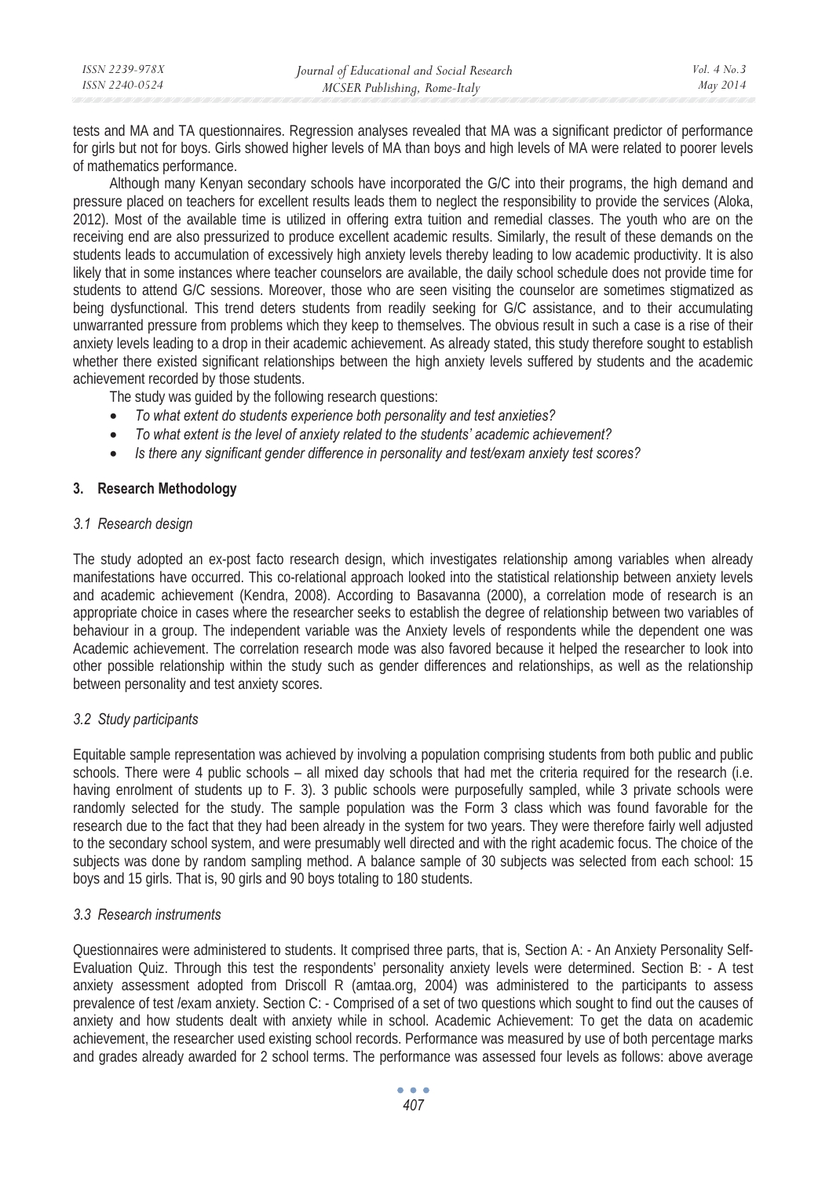tests and MA and TA questionnaires. Regression analyses revealed that MA was a significant predictor of performance for girls but not for boys. Girls showed higher levels of MA than boys and high levels of MA were related to poorer levels of mathematics performance.

Although many Kenyan secondary schools have incorporated the G/C into their programs, the high demand and pressure placed on teachers for excellent results leads them to neglect the responsibility to provide the services (Aloka, 2012). Most of the available time is utilized in offering extra tuition and remedial classes. The youth who are on the receiving end are also pressurized to produce excellent academic results. Similarly, the result of these demands on the students leads to accumulation of excessively high anxiety levels thereby leading to low academic productivity. It is also likely that in some instances where teacher counselors are available, the daily school schedule does not provide time for students to attend G/C sessions. Moreover, those who are seen visiting the counselor are sometimes stigmatized as being dysfunctional. This trend deters students from readily seeking for G/C assistance, and to their accumulating unwarranted pressure from problems which they keep to themselves. The obvious result in such a case is a rise of their anxiety levels leading to a drop in their academic achievement. As already stated, this study therefore sought to establish whether there existed significant relationships between the high anxiety levels suffered by students and the academic achievement recorded by those students.

The study was guided by the following research questions:

- *To what extent do students experience both personality and test anxieties?*
- *To what extent is the level of anxiety related to the students' academic achievement?*
- *Is there any significant gender difference in personality and test/exam anxiety test scores?*

## 3. Research Methodology

### *3.1 Research design*

The study adopted an ex-post facto research design, which investigates relationship among variables when already manifestations have occurred. This co-relational approach looked into the statistical relationship between anxiety levels and academic achievement (Kendra, 2008). According to Basavanna (2000), a correlation mode of research is an appropriate choice in cases where the researcher seeks to establish the degree of relationship between two variables of behaviour in a group. The independent variable was the Anxiety levels of respondents while the dependent one was Academic achievement. The correlation research mode was also favored because it helped the researcher to look into other possible relationship within the study such as gender differences and relationships, as well as the relationship between personality and test anxiety scores.

### *3.2 Study participants*

Equitable sample representation was achieved by involving a population comprising students from both public and public schools. There were 4 public schools – all mixed day schools that had met the criteria required for the research (i.e. having enrolment of students up to F. 3). 3 public schools were purposefully sampled, while 3 private schools were randomly selected for the study. The sample population was the Form 3 class which was found favorable for the research due to the fact that they had been already in the system for two years. They were therefore fairly well adjusted to the secondary school system, and were presumably well directed and with the right academic focus. The choice of the subjects was done by random sampling method. A balance sample of 30 subjects was selected from each school: 15 boys and 15 girls. That is, 90 girls and 90 boys totaling to 180 students.

### *3.3 Research instruments*

Questionnaires were administered to students. It comprised three parts, that is, Section A: - An Anxiety Personality Self-Evaluation Quiz. Through this test the respondents' personality anxiety levels were determined. Section B: - A test anxiety assessment adopted from Driscoll R (amtaa.org, 2004) was administered to the participants to assess prevalence of test /exam anxiety. Section C: - Comprised of a set of two questions which sought to find out the causes of anxiety and how students dealt with anxiety while in school. Academic Achievement: To get the data on academic achievement, the researcher used existing school records. Performance was measured by use of both percentage marks and grades already awarded for 2 school terms. The performance was assessed four levels as follows: above average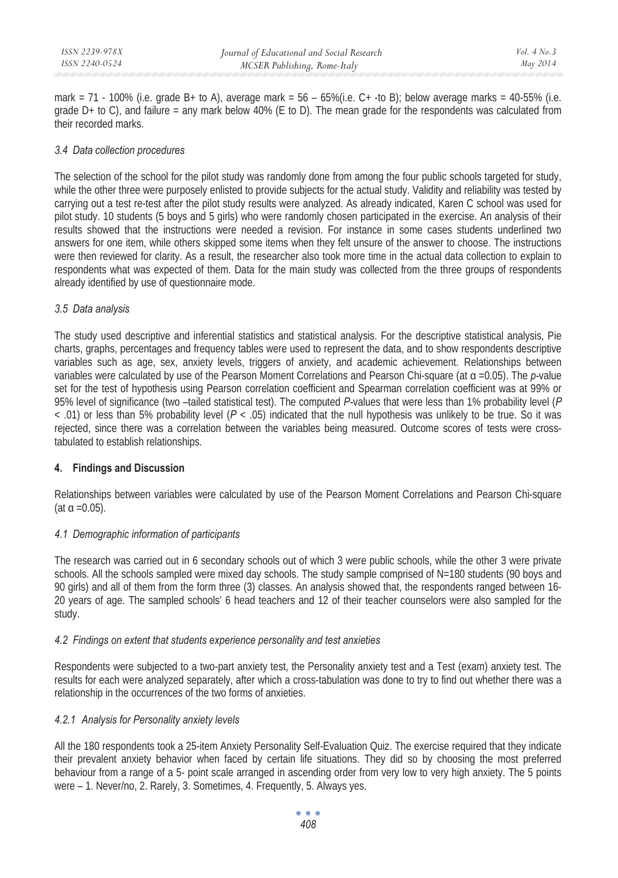mark = 71 - 100% (i.e. grade B+ to A), average mark = 56 – 65%(i.e. C+ -to B); below average marks = 40-55% (i.e. grade D+ to C), and failure = any mark below 40% (E to D). The mean grade for the respondents was calculated from their recorded marks.

### *3.4 Data collection procedures*

The selection of the school for the pilot study was randomly done from among the four public schools targeted for study, while the other three were purposely enlisted to provide subjects for the actual study. Validity and reliability was tested by carrying out a test re-test after the pilot study results were analyzed. As already indicated, Karen C school was used for pilot study. 10 students (5 boys and 5 girls) who were randomly chosen participated in the exercise. An analysis of their results showed that the instructions were needed a revision. For instance in some cases students underlined two answers for one item, while others skipped some items when they felt unsure of the answer to choose. The instructions were then reviewed for clarity. As a result, the researcher also took more time in the actual data collection to explain to respondents what was expected of them. Data for the main study was collected from the three groups of respondents already identified by use of questionnaire mode.

### *3.5 Data analysis*

The study used descriptive and inferential statistics and statistical analysis. For the descriptive statistical analysis, Pie charts, graphs, percentages and frequency tables were used to represent the data, and to show respondents descriptive variables such as age, sex, anxiety levels, triggers of anxiety, and academic achievement. Relationships between variables were calculated by use of the Pearson Moment Correlations and Pearson Chi-square (at $\alpha = 0.05$). The *p*-value set for the test of hypothesis using Pearson correlation coefficient and Spearman correlation coefficient was at 99% or 95% level of significance (two –tailed statistical test). The computed *P*-values that were less than 1% probability level ($P < .01$) or less than 5% probability level ($P < .05$) indicated that the null hypothesis was unlikely to be true. So it was rejected, since there was a correlation between the variables being measured. Outcome scores of tests were cross-tabulated to establish relationships.

## 4. Findings and Discussion

Relationships between variables were calculated by use of the Pearson Moment Correlations and Pearson Chi-square (at $\alpha = 0.05$).

### *4.1 Demographic information of participants*

The research was carried out in 6 secondary schools out of which 3 were public schools, while the other 3 were private schools. All the schools sampled were mixed day schools. The study sample comprised of N=180 students (90 boys and 90 girls) and all of them from the form three (3) classes. An analysis showed that, the respondents ranged between 16-20 years of age. The sampled schools' 6 head teachers and 12 of their teacher counselors were also sampled for the study.

### *4.2 Findings on extent that students experience personality and test anxieties*

Respondents were subjected to a two-part anxiety test, the Personality anxiety test and a Test (exam) anxiety test. The results for each were analyzed separately, after which a cross-tabulation was done to try to find out whether there was a relationship in the occurrences of the two forms of anxieties.

#### *4.2.1 Analysis for Personality anxiety levels*

All the 180 respondents took a 25-item Anxiety Personality Self-Evaluation Quiz. The exercise required that they indicate their prevalent anxiety behavior when faced by certain life situations. They did so by choosing the most preferred behaviour from a range of a 5- point scale arranged in ascending order from very low to very high anxiety. The 5 points were – 1. Never/no, 2. Rarely, 3. Sometimes, 4. Frequently, 5. Always yes.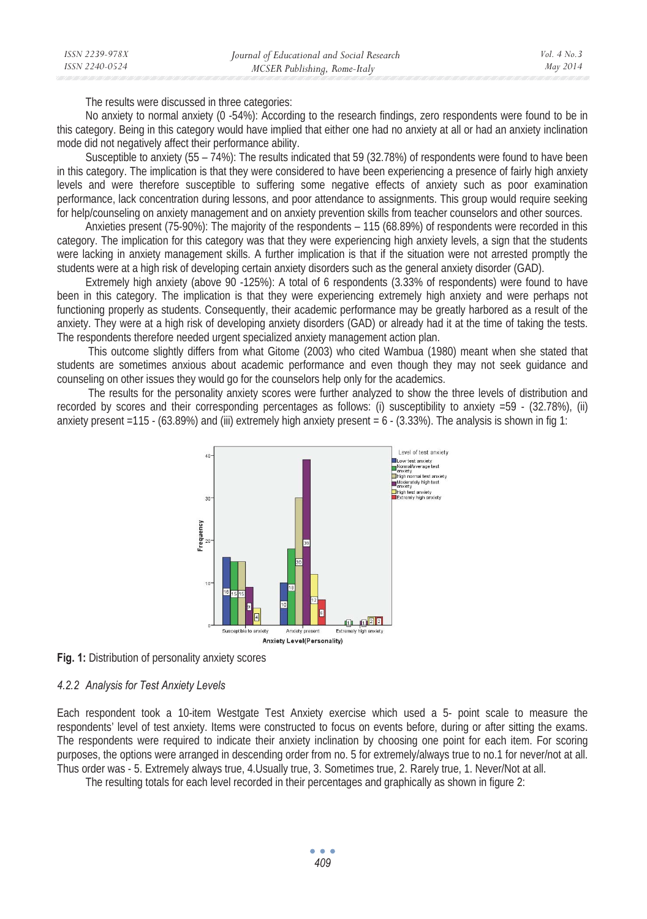The results were discussed in three categories:

No anxiety to normal anxiety (0 -54%): According to the research findings, zero respondents were found to be in this category. Being in this category would have implied that either one had no anxiety at all or had an anxiety inclination mode did not negatively affect their performance ability.

Susceptible to anxiety (55 – 74%): The results indicated that 59 (32.78%) of respondents were found to have been in this category. The implication is that they were considered to have been experiencing a presence of fairly high anxiety levels and were therefore susceptible to suffering some negative effects of anxiety such as poor examination performance, lack concentration during lessons, and poor attendance to assignments. This group would require seeking for help/counseling on anxiety management and on anxiety prevention skills from teacher counselors and other sources.

Anxieties present (75-90%): The majority of the respondents – 115 (68.89%) of respondents were recorded in this category. The implication for this category was that they were experiencing high anxiety levels, a sign that the students were lacking in anxiety management skills. A further implication is that if the situation were not arrested promptly the students were at a high risk of developing certain anxiety disorders such as the general anxiety disorder (GAD).

Extremely high anxiety (above 90 -125%): A total of 6 respondents (3.33% of respondents) were found to have been in this category. The implication is that they were experiencing extremely high anxiety and were perhaps not functioning properly as students. Consequently, their academic performance may be greatly harbored as a result of the anxiety. They were at a high risk of developing anxiety disorders (GAD) or already had it at the time of taking the tests. The respondents therefore needed urgent specialized anxiety management action plan.

This outcome slightly differs from what Gitome (2003) who cited Wambua (1980) meant when she stated that students are sometimes anxious about academic performance and even though they may not seek guidance and counseling on other issues they would go for the counselors help only for the academics.

The results for the personality anxiety scores were further analyzed to show the three levels of distribution and recorded by scores and their corresponding percentages as follows: (i) susceptibility to anxiety =59 - (32.78%), (ii) anxiety present =115 - (63.89%) and (iii) extremely high anxiety present = 6 - (3.33%). The analysis is shown in fig 1:

**Fig. 1:** Distribution of personality anxiety scores

#### *4.2.2 Analysis for Test Anxiety Levels*

Each respondent took a 10-item Westgate Test Anxiety exercise which used a 5- point scale to measure the respondents' level of test anxiety. Items were constructed to focus on events before, during or after sitting the exams. The respondents were required to indicate their anxiety inclination by choosing one point for each item. For scoring purposes, the options were arranged in descending order from no. 5 for extremely/always true to no.1 for never/not at all. Thus order was - 5. Extremely always true, 4.Usually true, 3. Sometimes true, 2. Rarely true, 1. Never/Not at all.

The resulting totals for each level recorded in their percentages and graphically as shown in figure 2: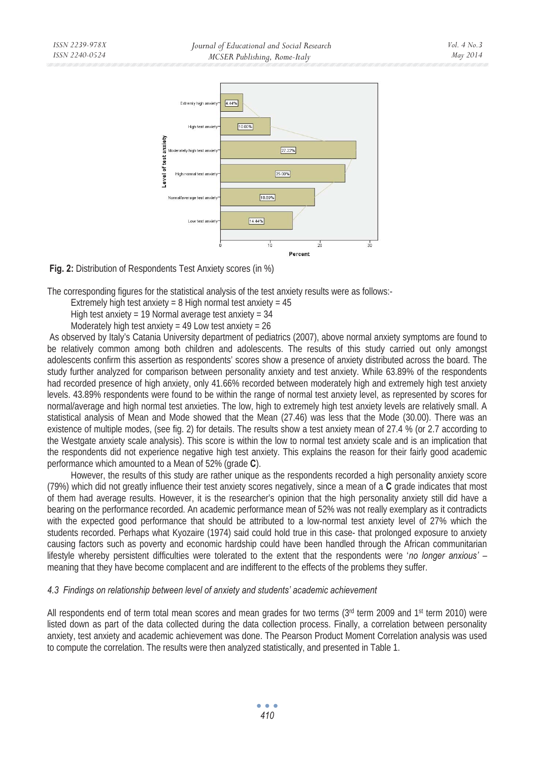**Fig. 2:** Distribution of Respondents Test Anxiety scores (in %)

The corresponding figures for the statistical analysis of the test anxiety results were as follows:-

Extremely high test anxiety = 8 High normal test anxiety = 45

High test anxiety = 19 Normal average test anxiety = 34

Moderately high test anxiety = 49 Low test anxiety = 26

As observed by Italy's Catania University department of pediatrics (2007), above normal anxiety symptoms are found to be relatively common among both children and adolescents. The results of this study carried out only amongst adolescents confirm this assertion as respondents' scores show a presence of anxiety distributed across the board. The study further analyzed for comparison between personality anxiety and test anxiety. While 63.89% of the respondents had recorded presence of high anxiety, only 41.66% recorded between moderately high and extremely high test anxiety levels. 43.89% respondents were found to be within the range of normal test anxiety level, as represented by scores for normal/average and high normal test anxieties. The low, high to extremely high test anxiety levels are relatively small. A statistical analysis of Mean and Mode showed that the Mean (27.46) was less that the Mode (30.00). There was an existence of multiple modes, (see fig. 2) for details. The results show a test anxiety mean of 27.4 % (or 2.7 according to the Westgate anxiety scale analysis). This score is within the low to normal test anxiety scale and is an implication that the respondents did not experience negative high test anxiety. This explains the reason for their fairly good academic performance which amounted to a Mean of 52% (grade **C**).

However, the results of this study are rather unique as the respondents recorded a high personality anxiety score (79%) which did not greatly influence their test anxiety scores negatively, since a mean of a **C** grade indicates that most of them had average results. However, it is the researcher's opinion that the high personality anxiety still did have a bearing on the performance recorded. An academic performance mean of 52% was not really exemplary as it contradicts with the expected good performance that should be attributed to a low-normal test anxiety level of 27% which the students recorded. Perhaps what Kyozaire (1974) said could hold true in this case- that prolonged exposure to anxiety causing factors such as poverty and economic hardship could have been handled through the African communitarian lifestyle whereby persistent difficulties were tolerated to the extent that the respondents were '*no longer anxious'* – meaning that they have become complacent and are indifferent to the effects of the problems they suffer.

### *4.3 Findings on relationship between level of anxiety and students' academic achievement*

All respondents end of term total mean scores and mean grades for two terms (3rd term 2009 and 1st term 2010) were listed down as part of the data collected during the data collection process. Finally, a correlation between personality anxiety, test anxiety and academic achievement was done. The Pearson Product Moment Correlation analysis was used to compute the correlation. The results were then analyzed statistically, and presented in Table 1.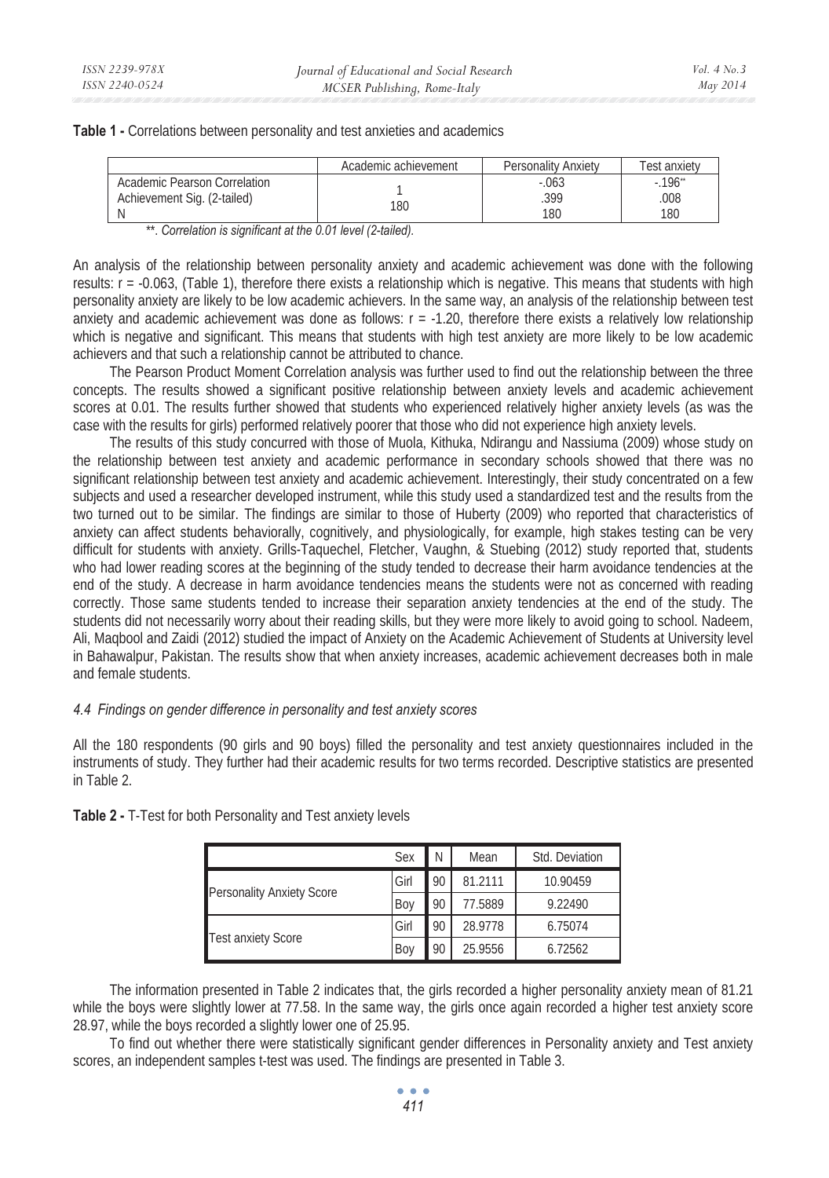**Table 1 -** Correlations between personality and test anxieties and academics

| | Academic achievement | Personality Anxiety | Test anxiety |
|---|---|---|---|
| Academic Pearson Correlation | 1 | -.063 | -.196** |
| Achievement Sig. (2-tailed) | | .399 | .008 |
| N | 180 | 180 | 180 |

*\*\*. Correlation is significant at the 0.01 level (2-tailed).*

An analysis of the relationship between personality anxiety and academic achievement was done with the following results: r = -0.063, (Table 1), therefore there exists a relationship which is negative. This means that students with high personality anxiety are likely to be low academic achievers. In the same way, an analysis of the relationship between test anxiety and academic achievement was done as follows: r = -1.20, therefore there exists a relatively low relationship which is negative and significant. This means that students with high test anxiety are more likely to be low academic achievers and that such a relationship cannot be attributed to chance.

The Pearson Product Moment Correlation analysis was further used to find out the relationship between the three concepts. The results showed a significant positive relationship between anxiety levels and academic achievement scores at 0.01. The results further showed that students who experienced relatively higher anxiety levels (as was the case with the results for girls) performed relatively poorer that those who did not experience high anxiety levels.

The results of this study concurred with those of Muola, Kithuka, Ndirangu and Nassiuma (2009) whose study on the relationship between test anxiety and academic performance in secondary schools showed that there was no significant relationship between test anxiety and academic achievement. Interestingly, their study concentrated on a few subjects and used a researcher developed instrument, while this study used a standardized test and the results from the two turned out to be similar. The findings are similar to those of Huberty (2009) who reported that characteristics of anxiety can affect students behaviorally, cognitively, and physiologically, for example, high stakes testing can be very difficult for students with anxiety. Grills-Taquechel, Fletcher, Vaughn, & Stuebing (2012) study reported that, students who had lower reading scores at the beginning of the study tended to decrease their harm avoidance tendencies at the end of the study. A decrease in harm avoidance tendencies means the students were not as concerned with reading correctly. Those same students tended to increase their separation anxiety tendencies at the end of the study. The students did not necessarily worry about their reading skills, but they were more likely to avoid going to school. Nadeem, Ali, Maqbool and Zaidi (2012) studied the impact of Anxiety on the Academic Achievement of Students at University level in Bahawalpur, Pakistan. The results show that when anxiety increases, academic achievement decreases both in male and female students.

### *4.4 Findings on gender difference in personality and test anxiety scores*

All the 180 respondents (90 girls and 90 boys) filled the personality and test anxiety questionnaires included in the instruments of study. They further had their academic results for two terms recorded. Descriptive statistics are presented in Table 2.

**Table 2 -** T-Test for both Personality and Test anxiety levels

| | Sex | N | Mean | Std. Deviation |
|---|---|---|---|---|
| Personality Anxiety Score | Girl | 90 | 81.2111 | 10.90459 |
| | Boy | 90 | 77.5889 | 9.22490 |
| Test anxiety Score | Girl | 90 | 28.9778 | 6.75074 |
| | Boy | 90 | 25.9556 | 6.72562 |

The information presented in Table 2 indicates that, the girls recorded a higher personality anxiety mean of 81.21 while the boys were slightly lower at 77.58. In the same way, the girls once again recorded a higher test anxiety score 28.97, while the boys recorded a slightly lower one of 25.95.

To find out whether there were statistically significant gender differences in Personality anxiety and Test anxiety scores, an independent samples t-test was used. The findings are presented in Table 3.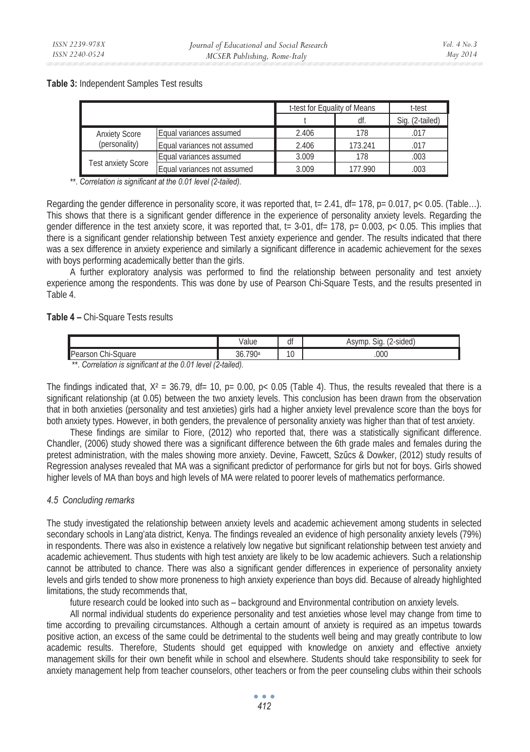**Table 3:** Independent Samples Test results

| | | t-test for Equality of Means | | t-test |
|---|---|---|---|---|
| | | t | df. | Sig. (2-tailed) |
| Anxiety Score (personality) | Equal variances assumed | 2.406 | 178 | .017 |
| | Equal variances not assumed | 2.406 | 173.241 | .017 |
| Test anxiety Score | Equal variances assumed | 3.009 | 178 | .003 |
| | Equal variances not assumed | 3.009 | 177.990 | .003 |

*\*\*. Correlation is significant at the 0.01 level (2-tailed).*

Regarding the gender difference in personality score, it was reported that, $t= 2.41$, $df= 178$, $p= 0.017$, $p< 0.05$. (Table…). This shows that there is a significant gender difference in the experience of personality anxiety levels. Regarding the gender difference in the test anxiety score, it was reported that, t= 3-01, $df= 178$, $p= 0.003$, $p< 0.05$. This implies that there is a significant gender relationship between Test anxiety experience and gender. The results indicated that there was a sex difference in anxiety experience and similarly a significant difference in academic achievement for the sexes with boys performing academically better than the girls.

A further exploratory analysis was performed to find the relationship between personality and test anxiety experience among the respondents. This was done by use of Pearson Chi-Square Tests, and the results presented in Table 4.

**Table 4 –** Chi-Square Tests results

| | Value | df | Asymp. Sig. (2-sided) |
|---|---|---|---|
| Pearson Chi-Square | 36.790[a] | 10 | .000 |

*\*\*. Correlation is significant at the 0.01 level (2-tailed).*

The findings indicated that, $X^2 = 36.79$, $df= 10$, $p= 0.00$, $p< 0.05$ (Table 4). Thus, the results revealed that there is a significant relationship (at 0.05) between the two anxiety levels. This conclusion has been drawn from the observation that in both anxieties (personality and test anxieties) girls had a higher anxiety level prevalence score than the boys for both anxiety types. However, in both genders, the prevalence of personality anxiety was higher than that of test anxiety.

These findings are similar to Fiore, (2012) who reported that, there was a statistically significant difference. Chandler, (2006) study showed there was a significant difference between the 6th grade males and females during the pretest administration, with the males showing more anxiety. Devine, Fawcett, Szűcs & Dowker, (2012) study results of Regression analyses revealed that MA was a significant predictor of performance for girls but not for boys. Girls showed higher levels of MA than boys and high levels of MA were related to poorer levels of mathematics performance.

### *4.5 Concluding remarks*

The study investigated the relationship between anxiety levels and academic achievement among students in selected secondary schools in Lang'ata district, Kenya. The findings revealed an evidence of high personality anxiety levels (79%) in respondents. There was also in existence a relatively low negative but significant relationship between test anxiety and academic achievement. Thus students with high test anxiety are likely to be low academic achievers. Such a relationship cannot be attributed to chance. There was also a significant gender differences in experience of personality anxiety levels and girls tended to show more proneness to high anxiety experience than boys did. Because of already highlighted limitations, the study recommends that,

future research could be looked into such as – background and Environmental contribution on anxiety levels.

All normal individual students do experience personality and test anxieties whose level may change from time to time according to prevailing circumstances. Although a certain amount of anxiety is required as an impetus towards positive action, an excess of the same could be detrimental to the students well being and may greatly contribute to low academic results. Therefore, Students should get equipped with knowledge on anxiety and effective anxiety management skills for their own benefit while in school and elsewhere. Students should take responsibility to seek for anxiety management help from teacher counselors, other teachers or from the peer counseling clubs within their schools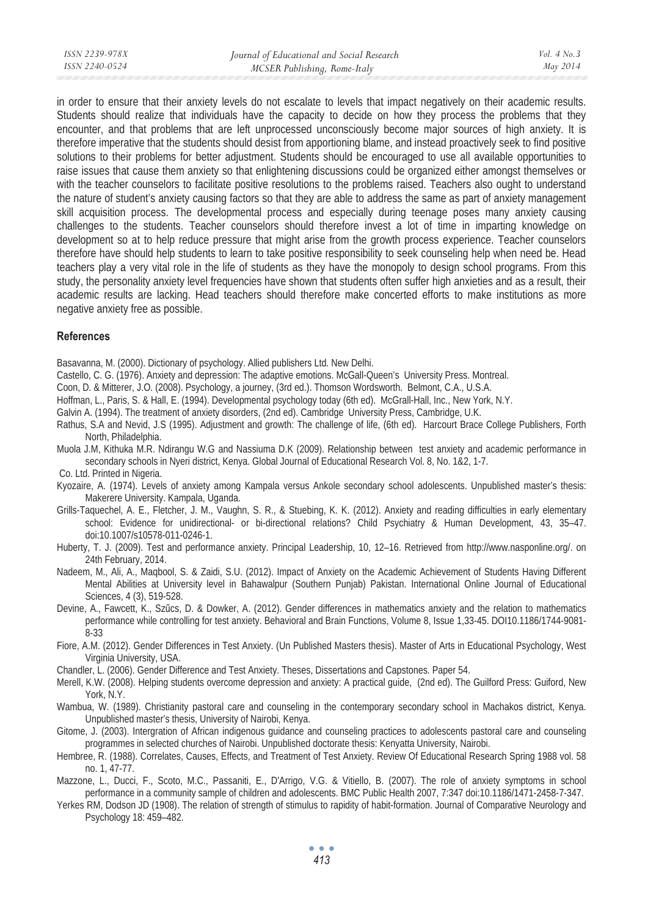in order to ensure that their anxiety levels do not escalate to levels that impact negatively on their academic results. Students should realize that individuals have the capacity to decide on how they process the problems that they encounter, and that problems that are left unprocessed unconsciously become major sources of high anxiety. It is therefore imperative that the students should desist from apportioning blame, and instead proactively seek to find positive solutions to their problems for better adjustment. Students should be encouraged to use all available opportunities to raise issues that cause them anxiety so that enlightening discussions could be organized either amongst themselves or with the teacher counselors to facilitate positive resolutions to the problems raised. Teachers also ought to understand the nature of student's anxiety causing factors so that they are able to address the same as part of anxiety management skill acquisition process. The developmental process and especially during teenage poses many anxiety causing challenges to the students. Teacher counselors should therefore invest a lot of time in imparting knowledge on development so at to help reduce pressure that might arise from the growth process experience. Teacher counselors therefore have should help students to learn to take positive responsibility to seek counseling help when need be. Head teachers play a very vital role in the life of students as they have the monopoly to design school programs. From this study, the personality anxiety level frequencies have shown that students often suffer high anxieties and as a result, their academic results are lacking. Head teachers should therefore make concerted efforts to make institutions as more negative anxiety free as possible.

## References

Basavanna, M. (2000). Dictionary of psychology. Allied publishers Ltd. New Delhi.

Castello, C. G. (1976). Anxiety and depression: The adaptive emotions. McGall-Queen's University Press. Montreal.

Coon, D. & Mitterer, J.O. (2008). Psychology, a journey, (3rd ed.). Thomson Wordsworth. Belmont, C.A., U.S.A.

Hoffman, L., Paris, S. & Hall, E. (1994). Developmental psychology today (6th ed). McGrall-Hall, Inc., New York, N.Y.

Galvin A. (1994). The treatment of anxiety disorders, (2nd ed). Cambridge University Press, Cambridge, U.K.

Rathus, S.A and Nevid, J.S (1995). Adjustment and growth: The challenge of life, (6th ed). Harcourt Brace College Publishers, Forth North, Philadelphia.

Muola J.M, Kithuka M.R. Ndirangu W.G and Nassiuma D.K (2009). Relationship between test anxiety and academic performance in secondary schools in Nyeri district, Kenya. Global Journal of Educational Research Vol. 8, No. 1&2, 1-7.

Co. Ltd. Printed in Nigeria.

Kyozaire, A. (1974). Levels of anxiety among Kampala versus Ankole secondary school adolescents. Unpublished master's thesis: Makerere University. Kampala, Uganda.

Grills-Taquechel, A. E., Fletcher, J. M., Vaughn, S. R., & Stuebing, K. K. (2012). Anxiety and reading difficulties in early elementary school: Evidence for unidirectional- or bi-directional relations? Child Psychiatry & Human Development, 43, 35–47. doi:10.1007/s10578-011-0246-1.

Huberty, T. J. (2009). Test and performance anxiety. Principal Leadership, 10, 12–16. Retrieved from http://www.nasponline.org/. on 24th February, 2014.

Nadeem, M., Ali, A., Maqbool, S. & Zaidi, S.U. (2012). Impact of Anxiety on the Academic Achievement of Students Having Different Mental Abilities at University level in Bahawalpur (Southern Punjab) Pakistan. International Online Journal of Educational Sciences, 4 (3), 519-528.

Devine, A., Fawcett, K., Szűcs, D. & Dowker, A. (2012). Gender differences in mathematics anxiety and the relation to mathematics performance while controlling for test anxiety. Behavioral and Brain Functions, Volume 8, Issue 1,33-45. DOI10.1186/1744-9081-8-33

Fiore, A.M. (2012). Gender Differences in Test Anxiety. (Un Published Masters thesis). Master of Arts in Educational Psychology, West Virginia University, USA.

Chandler, L. (2006). Gender Difference and Test Anxiety. Theses, Dissertations and Capstones. Paper 54.

Merell, K.W. (2008). Helping students overcome depression and anxiety: A practical guide, (2nd ed). The Guilford Press: Guiford, New York, N.Y.

Wambua, W. (1989). Christianity pastoral care and counseling in the contemporary secondary school in Machakos district, Kenya. Unpublished master's thesis, University of Nairobi, Kenya.

Gitome, J. (2003). Intergration of African indigenous guidance and counseling practices to adolescents pastoral care and counseling programmes in selected churches of Nairobi. Unpublished doctorate thesis: Kenyatta University, Nairobi.

Hembree, R. (1988). Correlates, Causes, Effects, and Treatment of Test Anxiety. Review Of Educational Research Spring 1988 vol. 58 no. 1, 47-77.

Mazzone, L., Ducci, F., Scoto, M.C., Passaniti, E., D'Arrigo, V.G. & Vitiello, B. (2007). The role of anxiety symptoms in school performance in a community sample of children and adolescents. BMC Public Health 2007, 7:347 doi:10.1186/1471-2458-7-347.

Yerkes RM, Dodson JD (1908). The relation of strength of stimulus to rapidity of habit-formation. Journal of Comparative Neurology and Psychology 18: 459–482.